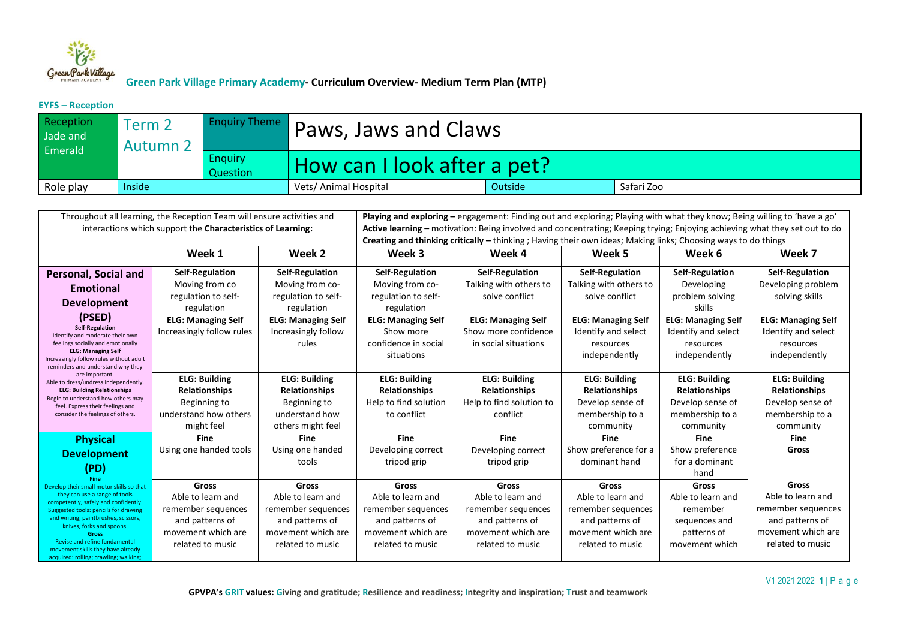# Green Park Village Primary Academy- Curriculum Overview- Medium Term Plan (MTP)

**EYFS – Reception**

| Reception Jade and Emerald | Term 2 Autumn 2 | Enquiry Theme | Paws, Jaws and Claws | | |
|---|---|---|---|---|---|
| | | Enquiry Question | How can I look after a pet? | | |
| Role play | Inside | | Vets/ Animal Hospital | Outside | Safari Zoo |

| Throughout all learning, the Reception Team will ensure activities and interactions which support the **Characteristics of Learning:** | | | **Playing and exploring –** engagement: Finding out and exploring; Playing with what they know; Being willing to 'have a go' **Active learning** – motivation: Being involved and concentrating; Keeping trying; Enjoying achieving what they set out to do **Creating and thinking critically –** thinking ; Having their own ideas; Making links; Choosing ways to do things | | | | |
|---|---|---|---|---|---|---|---|
| | **Week 1** | **Week 2** | **Week 3** | **Week 4** | **Week 5** | **Week 6** | **Week 7** |
| **Personal, Social and Emotional Development (PSED)** **Self-Regulation** Identify and moderate their own feelings socially and emotionally **ELG: Managing Self** Increasingly follow rules without adult reminders and understand why they are important. Able to dress/undress independently. **ELG: Building Relationships** Begin to understand how others may feel. Express their feelings and consider the feelings of others. | **Self-Regulation** Moving from co regulation to self-regulation | **Self-Regulation** Moving from co-regulation to self-regulation | **Self-Regulation** Moving from co-regulation to self-regulation | **Self-Regulation** Talking with others to solve conflict | **Self-Regulation** Talking with others to solve conflict | **Self-Regulation** Developing problem solving skills | **Self-Regulation** Developing problem solving skills |
| | **ELG: Managing Self** Increasingly follow rules | **ELG: Managing Self** Increasingly follow rules | **ELG: Managing Self** Show more confidence in social situations | **ELG: Managing Self** Show more confidence in social situations | **ELG: Managing Self** Identify and select resources independently | **ELG: Managing Self** Identify and select resources independently | **ELG: Managing Self** Identify and select resources independently |
| | **ELG: Building Relationships** Beginning to understand how others might feel | **ELG: Building Relationships** Beginning to understand how others might feel | **ELG: Building Relationships** Help to find solution to conflict | **ELG: Building Relationships** Help to find solution to conflict | **ELG: Building Relationships** Develop sense of membership to a community | **ELG: Building Relationships** Develop sense of membership to a community | **ELG: Building Relationships** Develop sense of membership to a community |
| **Physical Development (PD)** **Fine** Develop their small motor skills so that they can use a range of tools competently, safely and confidently. Suggested tools: pencils for drawing and writing, paintbrushes, scissors, knives, forks and spoons. **Gross** Revise and refine fundamental movement skills they have already acquired: rolling; crawling; walking; | **Fine** Using one handed tools | **Fine** Using one handed tools | **Fine** Developing correct tripod grip | **Fine** Developing correct tripod grip | **Fine** Show preference for a dominant hand | **Fine** Show preference for a dominant hand | **Fine** **Gross** |
| | **Gross** Able to learn and remember sequences and patterns of movement which are related to music | **Gross** Able to learn and remember sequences and patterns of movement which are related to music | **Gross** Able to learn and remember sequences and patterns of movement which are related to music | **Gross** Able to learn and remember sequences and patterns of movement which are related to music | **Gross** Able to learn and remember sequences and patterns of movement which are related to music | **Gross** Able to learn and remember sequences and patterns of movement which | **Gross** Able to learn and remember sequences and patterns of movement which are related to music |

GPVPA's GRIT values: Giving and gratitude; Resilience and readiness; Integrity and inspiration; Trust and teamwork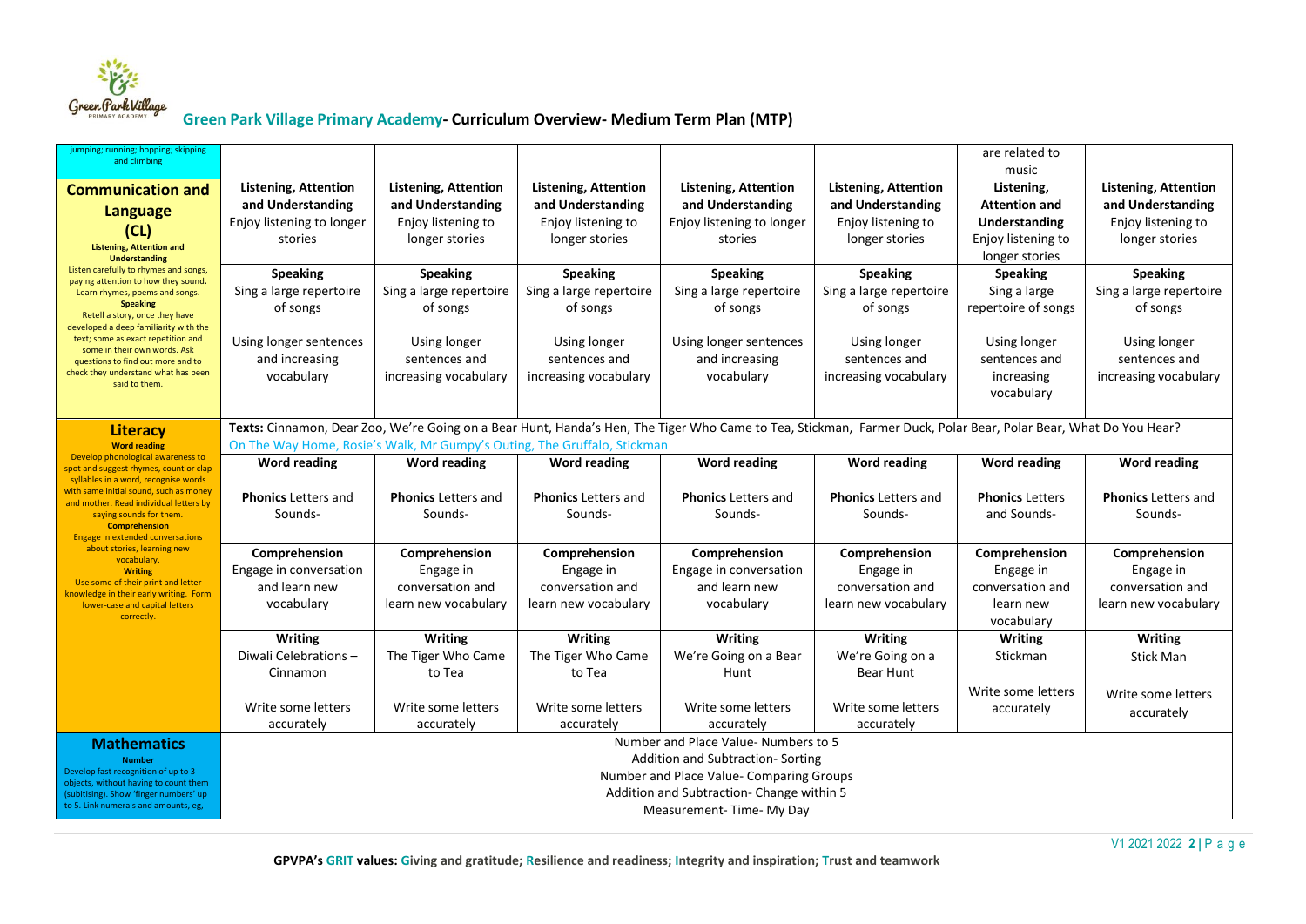# Green Park Village Primary Academy- Curriculum Overview- Medium Term Plan (MTP)

| | | | | | | | |
|---|---|---|---|---|---|---|---|
| jumping; running; hopping; skipping and climbing | | | | | | are related to music | |
| **Communication and Language (CL)** **Listening, Attention and Understanding** Listen carefully to rhymes and songs, paying attention to how they sound. Learn rhymes, poems and songs. **Speaking** Retell a story, once they have developed a deep familiarity with the text; some as exact repetition and some in their own words. Ask questions to find out more and to check they understand what has been said to them. | **Listening, Attention and Understanding** Enjoy listening to longer stories<br><br>**Speaking** Sing a large repertoire of songs<br><br>Using longer sentences and increasing vocabulary | **Listening, Attention and Understanding** Enjoy listening to longer stories<br><br>**Speaking** Sing a large repertoire of songs<br><br>Using longer sentences and increasing vocabulary | **Listening, Attention and Understanding** Enjoy listening to longer stories<br><br>**Speaking** Sing a large repertoire of songs<br><br>Using longer sentences and increasing vocabulary | **Listening, Attention and Understanding** Enjoy listening to longer stories<br><br>**Speaking** Sing a large repertoire of songs<br><br>Using longer sentences and increasing vocabulary | **Listening, Attention and Understanding** Enjoy listening to longer stories<br><br>**Speaking** Sing a large repertoire of songs<br><br>Using longer sentences and increasing vocabulary | **Listening, Attention and Understanding** Enjoy listening to longer stories<br><br>**Speaking** Sing a large repertoire of songs<br><br>Using longer sentences and increasing vocabulary | **Listening, Attention and Understanding** Enjoy listening to longer stories<br><br>**Speaking** Sing a large repertoire of songs<br><br>Using longer sentences and increasing vocabulary |
| **Literacy** **Word reading** Develop phonological awareness to spot and suggest rhymes, count or clap syllables in a word, recognise words with same initial sound, such as money and mother. Read individual letters by saying sounds for them. **Comprehension** Engage in extended conversations about stories, learning new vocabulary. **Writing** Use some of their print and letter knowledge in their early writing. Form lower-case and capital letters correctly. | **Texts:** Cinnamon, Dear Zoo, We're Going on a Bear Hunt, Handa's Hen, The Tiger Who Came to Tea, Stickman, Farmer Duck, Polar Bear, Polar Bear, What Do You Hear? On The Way Home, Rosie's Walk, Mr Gumpy's Outing, The Gruffalo, Stickman | | | | | | |
| | **Word reading**<br><br>**Phonics** Letters and Sounds- | **Word reading**<br><br>**Phonics** Letters and Sounds- | **Word reading**<br><br>**Phonics** Letters and Sounds- | **Word reading**<br><br>**Phonics** Letters and Sounds- | **Word reading**<br><br>**Phonics** Letters and Sounds- | **Word reading**<br><br>**Phonics** Letters and Sounds- | **Word reading**<br><br>**Phonics** Letters and Sounds- |
| | **Comprehension** Engage in conversation and learn new vocabulary | **Comprehension** Engage in conversation and learn new vocabulary | **Comprehension** Engage in conversation and learn new vocabulary | **Comprehension** Engage in conversation and learn new vocabulary | **Comprehension** Engage in conversation and learn new vocabulary | **Comprehension** Engage in conversation and learn new vocabulary | **Comprehension** Engage in conversation and learn new vocabulary |
| | **Writing** Diwali Celebrations – Cinnamon<br><br>Write some letters accurately | **Writing** The Tiger Who Came to Tea<br><br>Write some letters accurately | **Writing** The Tiger Who Came to Tea<br><br>Write some letters accurately | **Writing** We're Going on a Bear Hunt<br><br>Write some letters accurately | **Writing** We're Going on a Bear Hunt<br><br>Write some letters accurately | **Writing** Stickman<br><br>Write some letters accurately | **Writing** Stick Man<br><br>Write some letters accurately |
| **Mathematics** **Number** Develop fast recognition of up to 3 objects, without having to count them (subitising). Show 'finger numbers' up to 5. Link numerals and amounts, eg, | Number and Place Value- Numbers to 5<br>Addition and Subtraction- Sorting<br>Number and Place Value- Comparing Groups<br>Addition and Subtraction- Change within 5<br>Measurement- Time- My Day | | | | | | |

GPVPA's GRIT values: Giving and gratitude; Resilience and readiness; Integrity and inspiration; Trust and teamwork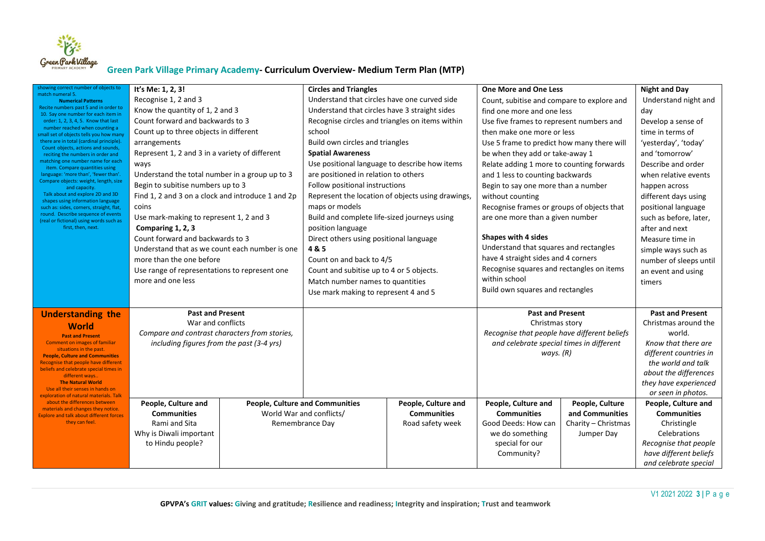## Green Park Village Primary Academy- Curriculum Overview- Medium Term Plan (MTP)

| | | | | | | |
|---|---|---|---|---|---|---|
| showing correct number of objects to match numeral 5. **Numerical Patterns** Recite numbers past 5 and in order to 10. Say one number for each item in order: 1, 2, 3, 4, 5. Know that last number reached when counting a small set of objects tells you how many there are in total (cardinal principle). Count objects, actions and sounds, reciting the numbers in order and matching one number name for each item. Compare quantities using language: 'more than', 'fewer than'. Compare objects: weight, length, size and capacity. Talk about and explore 2D and 3D shapes using information language such as: sides, corners, straight, flat, round. Describe sequence of events (real or fictional) using words such as first, then, next. | **It's Me: 1, 2, 3!**<br>Recognise 1, 2 and 3<br>Know the quantity of 1, 2 and 3<br>Count forward and backwards to 3<br>Count up to three objects in different arrangements<br>Represent 1, 2 and 3 in a variety of different ways<br>Understand the total number in a group up to 3<br>Begin to subitise numbers up to 3<br>Find 1, 2 and 3 on a clock and introduce 1 and 2p coins<br>Use mark-making to represent 1, 2 and 3<br>**Comparing 1, 2, 3**<br>Count forward and backwards to 3<br>Understand that as we count each number is one more than the one before<br>Use range of representations to represent one more and one less | | **Circles and Triangles**<br>Understand that circles have one curved side<br>Understand that circles have 3 straight sides<br>Recognise circles and triangles on items within school<br>Build own circles and triangles<br>**Spatial Awareness**<br>Use positional language to describe how items are positioned in relation to others<br>Follow positional instructions<br>Represent the location of objects using drawings, maps or models<br>Build and complete life-sized journeys using position language<br>Direct others using positional language<br>**4 & 5**<br>Count on and back to 4/5<br>Count and subitise up to 4 or 5 objects.<br>Match number names to quantities<br>Use mark making to represent 4 and 5 | | **One More and One Less**<br>Count, subitise and compare to explore and find one more and one less<br>Use five frames to represent numbers and then make one more or less<br>Use 5 frame to predict how many there will be when they add or take-away 1<br>Relate adding 1 more to counting forwards and 1 less to counting backwards<br>Begin to say one more than a number without counting<br>Recognise frames or groups of objects that are one more than a given number<br>**Shapes with 4 sides**<br>Understand that squares and rectangles have 4 straight sides and 4 corners<br>Recognise squares and rectangles on items within school<br>Build own squares and rectangles | **Night and Day**<br>Understand night and day<br>Develop a sense of time in terms of 'yesterday', 'today' and 'tomorrow'<br>Describe and order when relative events happen across different days using positional language such as before, later, after and next<br>Measure time in simple ways such as number of sleeps until an event and using timers |
| **Understanding the World**<br>**Past and Present**<br>Comment on images of familiar situations in the past.<br>**People, Culture and Communities**<br>Recognise that people have different beliefs and celebrate special times in different ways..<br>**The Natural World**<br>Use all their senses in hands on exploration of natural materials. Talk about the differences between materials and changes they notice. Explore and talk about different forces they can feel. | **Past and Present**<br>War and conflicts<br>*Compare and contrast characters from stories, including figures from the past (3-4 yrs)* | | | | **Past and Present**<br>Christmas story<br>*Recognise that people have different beliefs and celebrate special times in different ways. (R)* | **Past and Present**<br>Christmas around the world.<br>*Know that there are different countries in the world and talk about the differences they have experienced or seen in photos.* |
| | **People, Culture and Communities**<br>Rami and Sita<br>Why is Diwali important to Hindu people? | **People, Culture and Communities**<br>World War and conflicts/<br>Remembrance Day | | **People, Culture and Communities**<br>Road safety week | **People, Culture and Communities**<br>Good Deeds: How can we do something special for our Community?<br><br>**People, Culture and Communities**<br>Charity – Christmas Jumper Day | **People, Culture and Communities**<br>Christingle Celebrations<br>*Recognise that people have different beliefs and celebrate special* |

GPVPA's GRIT values: Giving and gratitude; Resilience and readiness; Integrity and inspiration; Trust and teamwork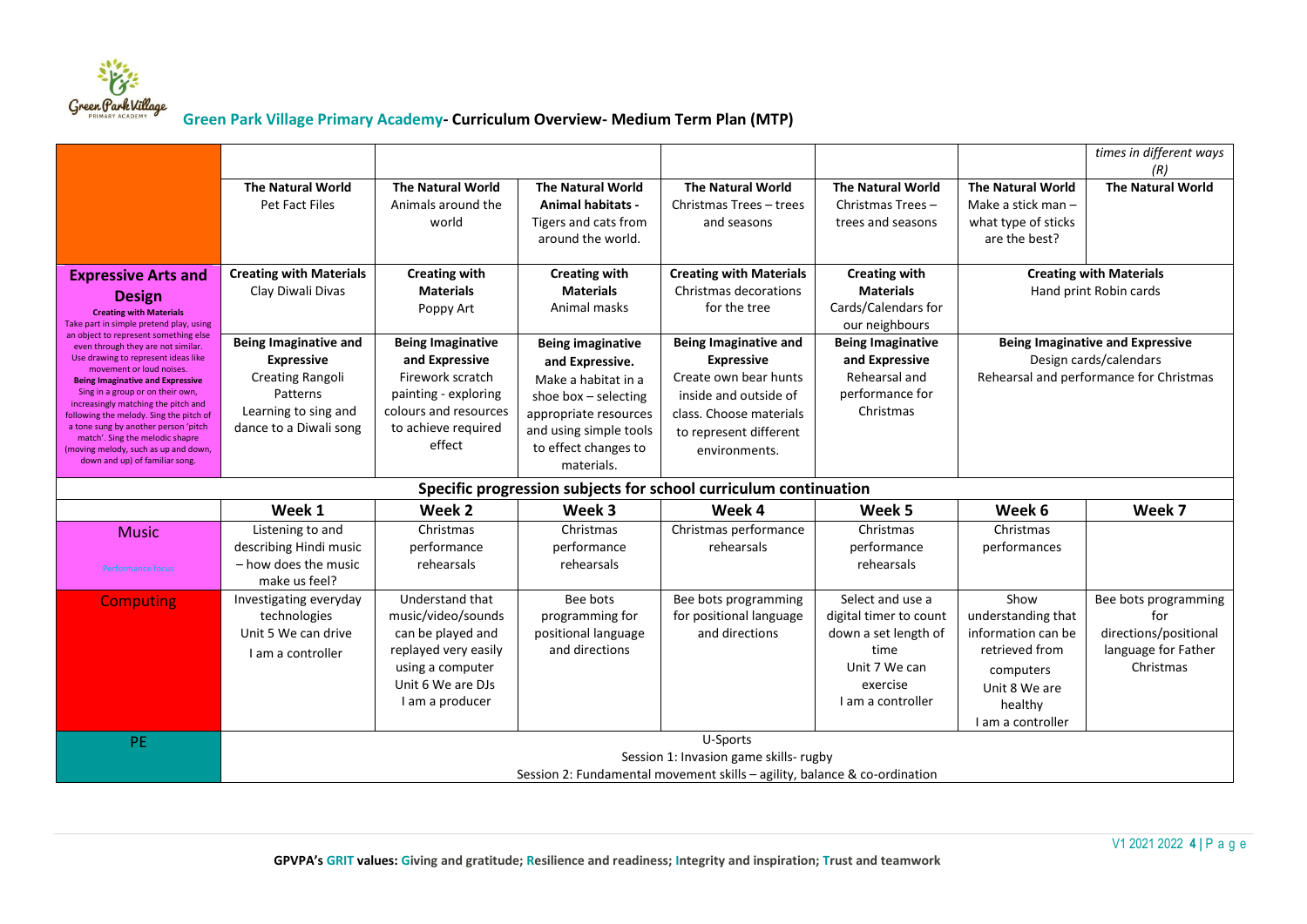## Green Park Village Primary Academy- Curriculum Overview- Medium Term Plan (MTP)

| | | | | | | | |
|---|---|---|---|---|---|---|---|
| | | | | | | | *times in different ways (R)* |
| | **The Natural World** Pet Fact Files | **The Natural World** Animals around the world | **The Natural World** **Animal habitats -** Tigers and cats from around the world. | **The Natural World** Christmas Trees – trees and seasons | **The Natural World** Christmas Trees – trees and seasons | **The Natural World** Make a stick man – what type of sticks are the best? | **The Natural World** |
| **Expressive Arts and Design** **Creating with Materials** Take part in simple pretend play, using an object to represent something else even through they are not similar. Use drawing to represent ideas like movement or loud noises. **Being Imaginative and Expressive** Sing in a group or on their own, increasingly matching the pitch and following the melody. Sing the pitch of a tone sung by another person 'pitch match'. Sing the melodic shapre (moving melody, such as up and down, down and up) of familiar song. | **Creating with Materials** Clay Diwali Divas | **Creating with Materials** Poppy Art | **Creating with Materials** Animal masks | **Creating with Materials** Christmas decorations for the tree | **Creating with Materials** Cards/Calendars for our neighbours | **Creating with Materials** Hand print Robin cards | |
| | **Being Imaginative and Expressive** Creating Rangoli Patterns Learning to sing and dance to a Diwali song | **Being Imaginative and Expressive** Firework scratch painting - exploring colours and resources to achieve required effect | **Being imaginative and Expressive.** Make a habitat in a shoe box – selecting appropriate resources and using simple tools to effect changes to materials. | **Being Imaginative and Expressive** Create own bear hunts inside and outside of class. Choose materials to represent different environments. | **Being Imaginative and Expressive** Rehearsal and performance for Christmas | **Being Imaginative and Expressive** Design cards/calendars Rehearsal and performance for Christmas | |
| **Specific progression subjects for school curriculum continuation** | | | | | | | |
| | **Week 1** | **Week 2** | **Week 3** | **Week 4** | **Week 5** | **Week 6** | **Week 7** |
| Music Performance focus | Listening to and describing Hindi music – how does the music make us feel? | Christmas performance rehearsals | Christmas performance rehearsals | Christmas performance rehearsals | Christmas performance rehearsals | Christmas performances | |
| Computing | Investigating everyday technologies Unit 5 We can drive I am a controller | Understand that music/video/sounds can be played and replayed very easily using a computer Unit 6 We are DJs I am a producer | Bee bots programming for positional language and directions | Bee bots programming for positional language and directions | Select and use a digital timer to count down a set length of time Unit 7 We can exercise I am a controller | Show understanding that information can be retrieved from computers Unit 8 We are healthy I am a controller | Bee bots programming for directions/positional language for Father Christmas |
| PE | U-Sports Session 1: Invasion game skills- rugby Session 2: Fundamental movement skills – agility, balance & co-ordination | | | | | | |

GPVPA's GRIT values: Giving and gratitude; Resilience and readiness; Integrity and inspiration; Trust and teamwork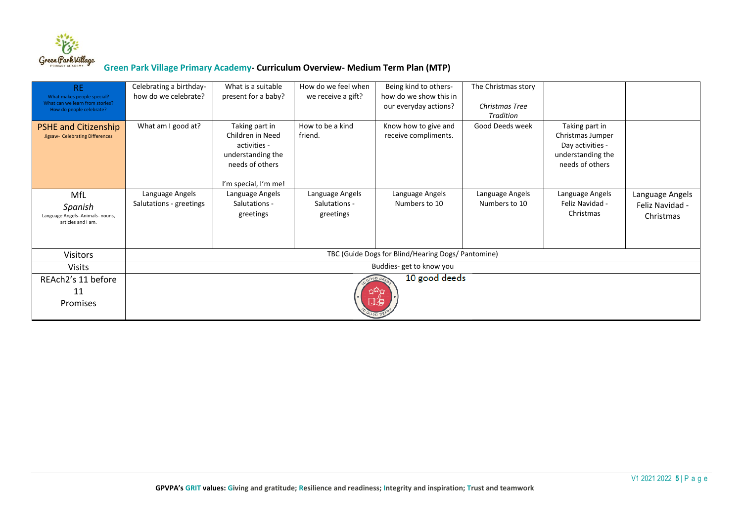## Green Park Village Primary Academy- Curriculum Overview- Medium Term Plan (MTP)

| | | | | | | | |
|---|---|---|---|---|---|---|---|
| RE<br>What makes people special?<br>What can we learn from stories?<br>How do people celebrate? | Celebrating a birthday- how do we celebrate? | What is a suitable present for a baby? | How do we feel when we receive a gift? | Being kind to others- how do we show this in our everyday actions? | The Christmas story<br><br>*Christmas Tree Tradition* | | |
| PSHE and Citizenship<br>Jigsaw- Celebrating Differences | What am I good at? | Taking part in Children in Need activities - understanding the needs of others<br><br>I'm special, I'm me! | How to be a kind friend. | Know how to give and receive compliments. | Good Deeds week | Taking part in Christmas Jumper Day activities - understanding the needs of others | |
| MfL<br>*Spanish*<br>Language Angels- Animals- nouns, articles and I am. | Language Angels Salutations - greetings | Language Angels Salutations - greetings | Language Angels Salutations - greetings | Language Angels Numbers to 10 | Language Angels Numbers to 10 | Language Angels Feliz Navidad - Christmas | Language Angels Feliz Navidad - Christmas |
| Visitors | TBC (Guide Dogs for Blind/Hearing Dogs/ Pantomine) | | | | | | |
| Visits | Buddies- get to know you | | | | | | |
| REAch2's 11 before 11 Promises | 10 good deeds | | | | | | |

**GPVPA's GRIT values: Giving and gratitude; Resilience and readiness; Integrity and inspiration; Trust and teamwork**